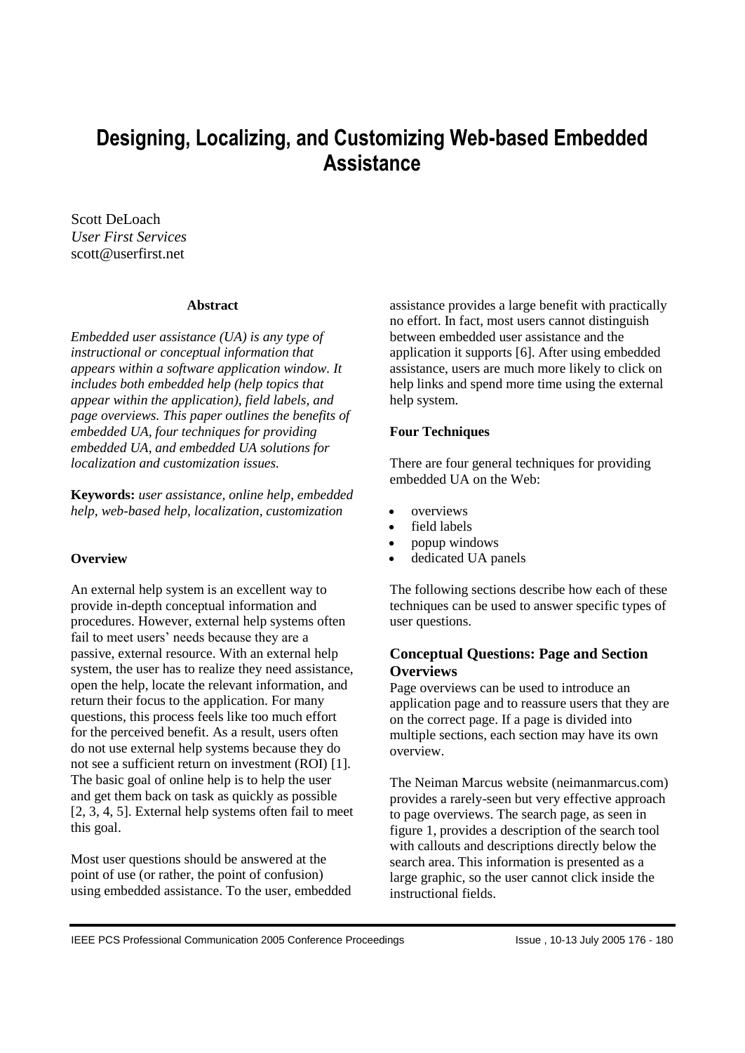# Designing, Localizing, and Customizing Web-based Embedded Assistance

Scott DeLoach
*User First Services*
scott@userfirst.net

**Abstract**

*Embedded user assistance (UA) is any type of instructional or conceptual information that appears within a software application window. It includes both embedded help (help topics that appear within the application), field labels, and page overviews. This paper outlines the benefits of embedded UA, four techniques for providing embedded UA, and embedded UA solutions for localization and customization issues.*

**Keywords:** *user assistance, online help, embedded help, web-based help, localization, customization*

## Overview

An external help system is an excellent way to provide in-depth conceptual information and procedures. However, external help systems often fail to meet users' needs because they are a passive, external resource. With an external help system, the user has to realize they need assistance, open the help, locate the relevant information, and return their focus to the application. For many questions, this process feels like too much effort for the perceived benefit. As a result, users often do not use external help systems because they do not see a sufficient return on investment (ROI) [1]. The basic goal of online help is to help the user and get them back on task as quickly as possible [2, 3, 4, 5]. External help systems often fail to meet this goal.

Most user questions should be answered at the point of use (or rather, the point of confusion) using embedded assistance. To the user, embedded assistance provides a large benefit with practically no effort. In fact, most users cannot distinguish between embedded user assistance and the application it supports [6]. After using embedded assistance, users are much more likely to click on help links and spend more time using the external help system.

## Four Techniques

There are four general techniques for providing embedded UA on the Web:

- overviews
- field labels
- popup windows
- dedicated UA panels

The following sections describe how each of these techniques can be used to answer specific types of user questions.

## Conceptual Questions: Page and Section Overviews

Page overviews can be used to introduce an application page and to reassure users that they are on the correct page. If a page is divided into multiple sections, each section may have its own overview.

The Neiman Marcus website (neimanmarcus.com) provides a rarely-seen but very effective approach to page overviews. The search page, as seen in figure 1, provides a description of the search tool with callouts and descriptions directly below the search area. This information is presented as a large graphic, so the user cannot click inside the instructional fields.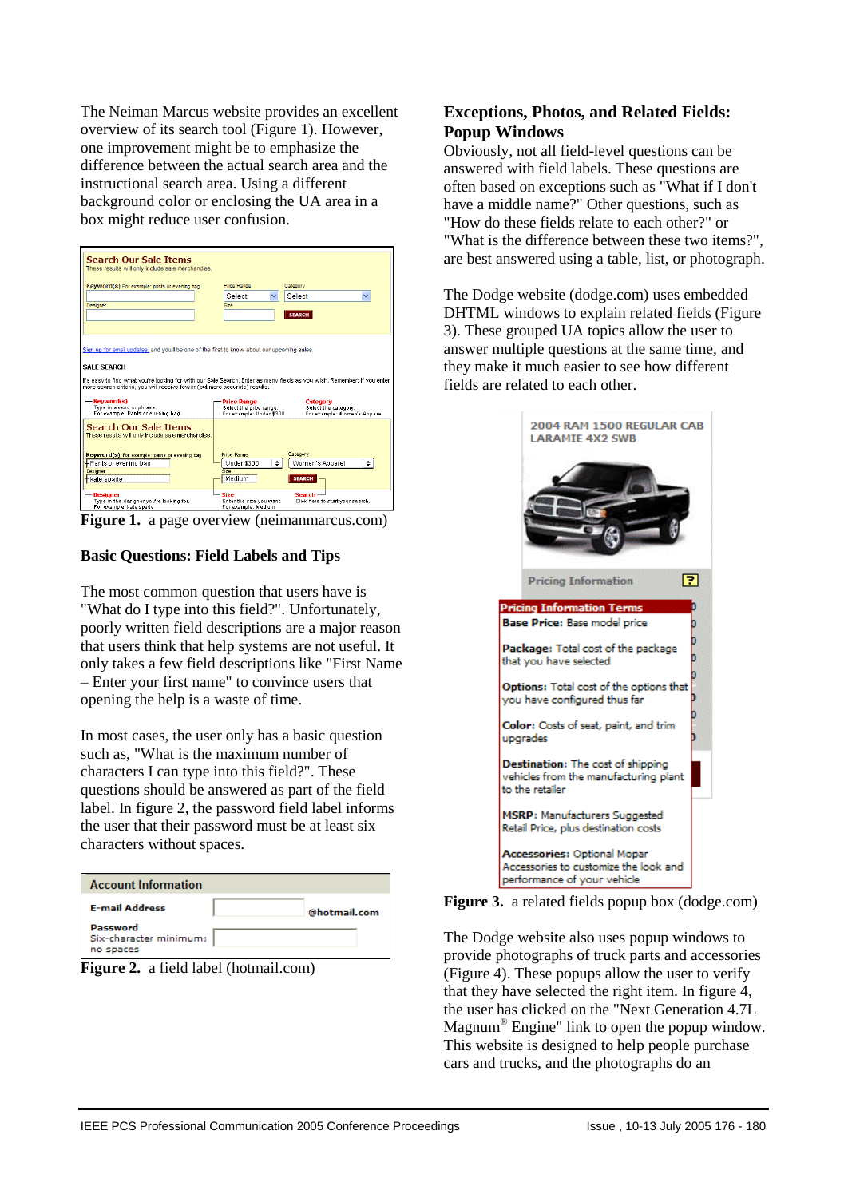The Neiman Marcus website provides an excellent overview of its search tool (Figure 1). However, one improvement might be to emphasize the difference between the actual search area and the instructional search area. Using a different background color or enclosing the UA area in a box might reduce user confusion.

**Figure 1.** a page overview (neimanmarcus.com)

### Basic Questions: Field Labels and Tips

The most common question that users have is "What do I type into this field?". Unfortunately, poorly written field descriptions are a major reason that users think that help systems are not useful. It only takes a few field descriptions like "First Name – Enter your first name" to convince users that opening the help is a waste of time.

In most cases, the user only has a basic question such as, "What is the maximum number of characters I can type into this field?". These questions should be answered as part of the field label. In figure 2, the password field label informs the user that their password must be at least six characters without spaces.

**Figure 2.** a field label (hotmail.com)

### Exceptions, Photos, and Related Fields: Popup Windows

Obviously, not all field-level questions can be answered with field labels. These questions are often based on exceptions such as "What if I don't have a middle name?" Other questions, such as "How do these fields relate to each other?" or "What is the difference between these two items?", are best answered using a table, list, or photograph.

The Dodge website (dodge.com) uses embedded DHTML windows to explain related fields (Figure 3). These grouped UA topics allow the user to answer multiple questions at the same time, and they make it much easier to see how different fields are related to each other.

**Figure 3.** a related fields popup box (dodge.com)

The Dodge website also uses popup windows to provide photographs of truck parts and accessories (Figure 4). These popups allow the user to verify that they have selected the right item. In figure 4, the user has clicked on the "Next Generation 4.7L Magnum® Engine" link to open the popup window. This website is designed to help people purchase cars and trucks, and the photographs do an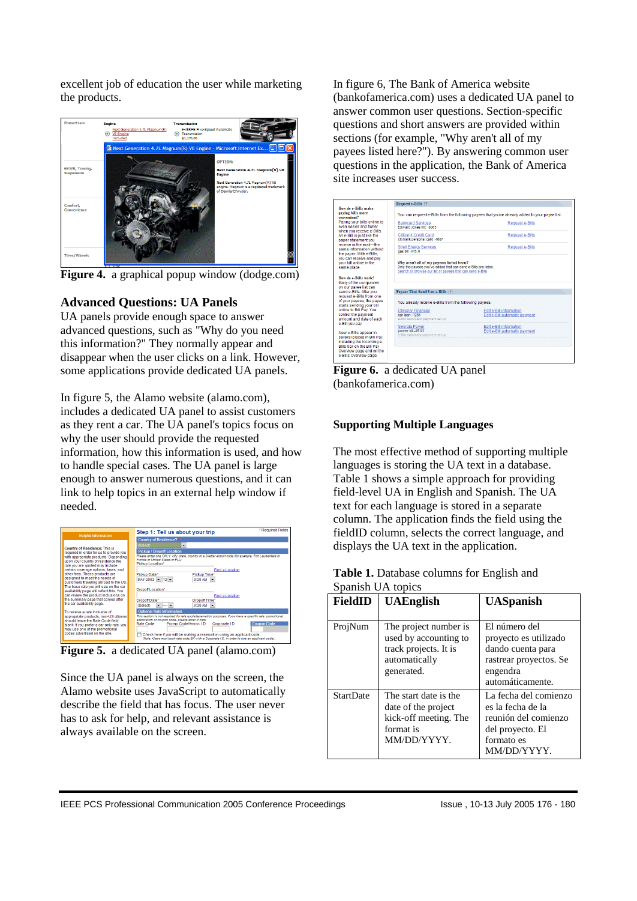excellent job of education the user while marketing the products.

**Figure 4.** a graphical popup window (dodge.com)

## Advanced Questions: UA Panels

UA panels provide enough space to answer advanced questions, such as "Why do you need this information?" They normally appear and disappear when the user clicks on a link. However, some applications provide dedicated UA panels.

In figure 5, the Alamo website (alamo.com), includes a dedicated UA panel to assist customers as they rent a car. The UA panel's topics focus on why the user should provide the requested information, how this information is used, and how to handle special cases. The UA panel is large enough to answer numerous questions, and it can link to help topics in an external help window if needed.

**Figure 5.** a dedicated UA panel (alamo.com)

Since the UA panel is always on the screen, the Alamo website uses JavaScript to automatically describe the field that has focus. The user never has to ask for help, and relevant assistance is always available on the screen.

In figure 6, The Bank of America website (bankofamerica.com) uses a dedicated UA panel to answer common user questions. Section-specific questions and short answers are provided within sections (for example, "Why aren't all of my payees listed here?"). By answering common user questions in the application, the Bank of America site increases user success.

**Figure 6.** a dedicated UA panel (bankofamerica.com)

### Supporting Multiple Languages

The most effective method of supporting multiple languages is storing the UA text in a database. Table 1 shows a simple approach for providing field-level UA in English and Spanish. The UA text for each language is stored in a separate column. The application finds the field using the fieldID column, selects the correct language, and displays the UA text in the application.

**Table 1.** Database columns for English and Spanish UA topics

| FieldID | UAEnglish | UASpanish |
|---|---|---|
| ProjNum | The project number is used by accounting to track projects. It is automatically generated. | El número del proyecto es utilizado dando cuenta para rastrear proyectos. Se engendra automáticamente. |
| StartDate | The start date is the date of the project kick-off meeting. The format is MM/DD/YYYY. | La fecha del comienzo es la fecha de la reunión del comienzo del proyecto. El formato es MM/DD/YYYY. |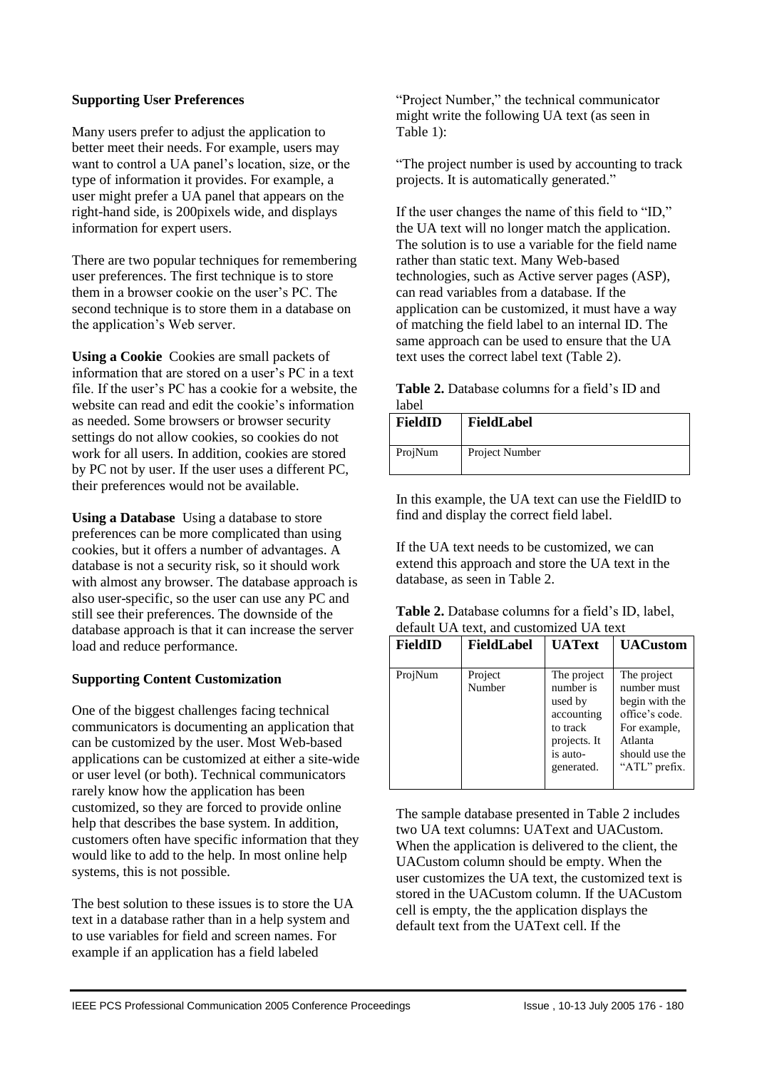**Supporting User Preferences**

Many users prefer to adjust the application to better meet their needs. For example, users may want to control a UA panel's location, size, or the type of information it provides. For example, a user might prefer a UA panel that appears on the right-hand side, is 200pixels wide, and displays information for expert users.

There are two popular techniques for remembering user preferences. The first technique is to store them in a browser cookie on the user's PC. The second technique is to store them in a database on the application's Web server.

**Using a Cookie** Cookies are small packets of information that are stored on a user's PC in a text file. If the user's PC has a cookie for a website, the website can read and edit the cookie's information as needed. Some browsers or browser security settings do not allow cookies, so cookies do not work for all users. In addition, cookies are stored by PC not by user. If the user uses a different PC, their preferences would not be available.

**Using a Database** Using a database to store preferences can be more complicated than using cookies, but it offers a number of advantages. A database is not a security risk, so it should work with almost any browser. The database approach is also user-specific, so the user can use any PC and still see their preferences. The downside of the database approach is that it can increase the server load and reduce performance.

**Supporting Content Customization**

One of the biggest challenges facing technical communicators is documenting an application that can be customized by the user. Most Web-based applications can be customized at either a site-wide or user level (or both). Technical communicators rarely know how the application has been customized, so they are forced to provide online help that describes the base system. In addition, customers often have specific information that they would like to add to the help. In most online help systems, this is not possible.

The best solution to these issues is to store the UA text in a database rather than in a help system and to use variables for field and screen names. For example if an application has a field labeled "Project Number," the technical communicator might write the following UA text (as seen in Table 1):

"The project number is used by accounting to track projects. It is automatically generated."

If the user changes the name of this field to "ID," the UA text will no longer match the application. The solution is to use a variable for the field name rather than static text. Many Web-based technologies, such as Active server pages (ASP), can read variables from a database. If the application can be customized, it must have a way of matching the field label to an internal ID. The same approach can be used to ensure that the UA text uses the correct label text (Table 2).

**Table 2.** Database columns for a field's ID and label

| FieldID | FieldLabel |
|---|---|
| ProjNum | Project Number |

In this example, the UA text can use the FieldID to find and display the correct field label.

If the UA text needs to be customized, we can extend this approach and store the UA text in the database, as seen in Table 2.

**Table 2.** Database columns for a field's ID, label, default UA text, and customized UA text

| FieldID | FieldLabel | UAText | UACustom |
|---|---|---|---|
| ProjNum | Project Number | The project number is used by accounting to track projects. It is auto-generated. | The project number must begin with the office's code. For example, Atlanta should use the "ATL" prefix. |

The sample database presented in Table 2 includes two UA text columns: UAText and UACustom. When the application is delivered to the client, the UACustom column should be empty. When the user customizes the UA text, the customized text is stored in the UACustom column. If the UACustom cell is empty, the the application displays the default text from the UAText cell. If the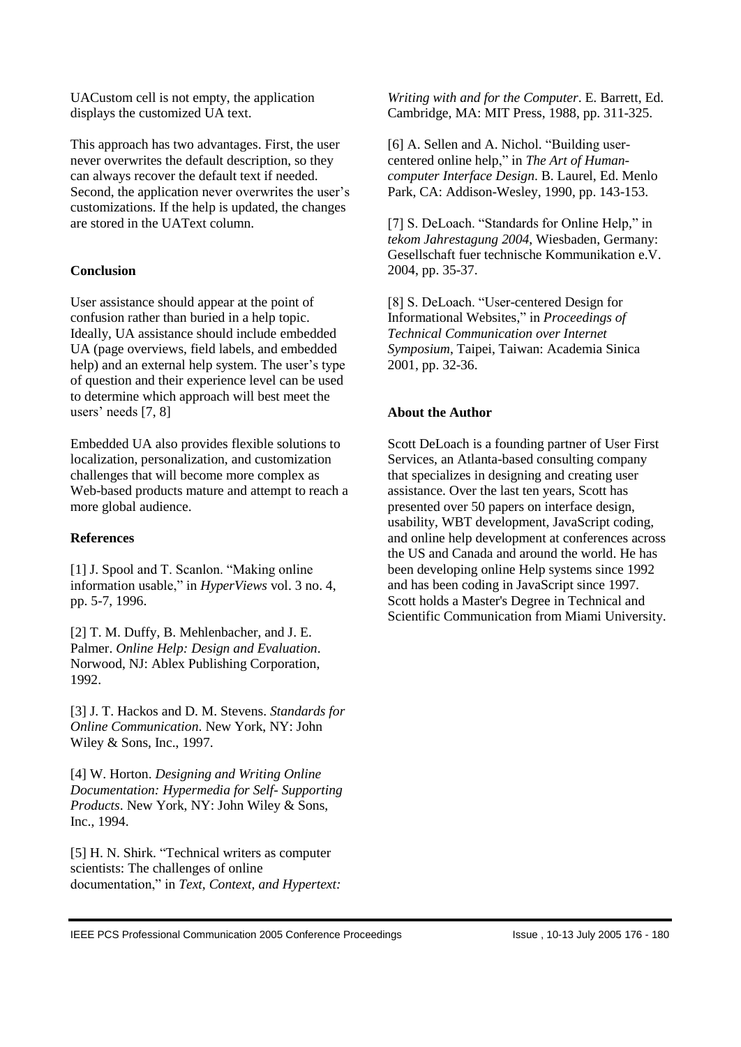UACustom cell is not empty, the application displays the customized UA text.

This approach has two advantages. First, the user never overwrites the default description, so they can always recover the default text if needed. Second, the application never overwrites the user's customizations. If the help is updated, the changes are stored in the UAText column.

### Conclusion

User assistance should appear at the point of confusion rather than buried in a help topic. Ideally, UA assistance should include embedded UA (page overviews, field labels, and embedded help) and an external help system. The user's type of question and their experience level can be used to determine which approach will best meet the users' needs [7, 8]

Embedded UA also provides flexible solutions to localization, personalization, and customization challenges that will become more complex as Web-based products mature and attempt to reach a more global audience.

### References

[1] J. Spool and T. Scanlon. "Making online information usable," in *HyperViews* vol. 3 no. 4, pp. 5-7, 1996.

[2] T. M. Duffy, B. Mehlenbacher, and J. E. Palmer. *Online Help: Design and Evaluation*. Norwood, NJ: Ablex Publishing Corporation, 1992.

[3] J. T. Hackos and D. M. Stevens. *Standards for Online Communication*. New York, NY: John Wiley & Sons, Inc., 1997.

[4] W. Horton. *Designing and Writing Online Documentation: Hypermedia for Self- Supporting Products*. New York, NY: John Wiley & Sons, Inc., 1994.

[5] H. N. Shirk. "Technical writers as computer scientists: The challenges of online documentation," in *Text, Context, and Hypertext: Writing with and for the Computer*. E. Barrett, Ed. Cambridge, MA: MIT Press, 1988, pp. 311-325.

[6] A. Sellen and A. Nichol. "Building user-centered online help," in *The Art of Human-computer Interface Design*. B. Laurel, Ed. Menlo Park, CA: Addison-Wesley, 1990, pp. 143-153.

[7] S. DeLoach. "Standards for Online Help," in *tekom Jahrestagung 2004*, Wiesbaden, Germany: Gesellschaft fuer technische Kommunikation e.V. 2004, pp. 35-37.

[8] S. DeLoach. "User-centered Design for Informational Websites," in *Proceedings of Technical Communication over Internet Symposium*, Taipei, Taiwan: Academia Sinica 2001, pp. 32-36.

### About the Author

Scott DeLoach is a founding partner of User First Services, an Atlanta-based consulting company that specializes in designing and creating user assistance. Over the last ten years, Scott has presented over 50 papers on interface design, usability, WBT development, JavaScript coding, and online help development at conferences across the US and Canada and around the world. He has been developing online Help systems since 1992 and has been coding in JavaScript since 1997. Scott holds a Master's Degree in Technical and Scientific Communication from Miami University.